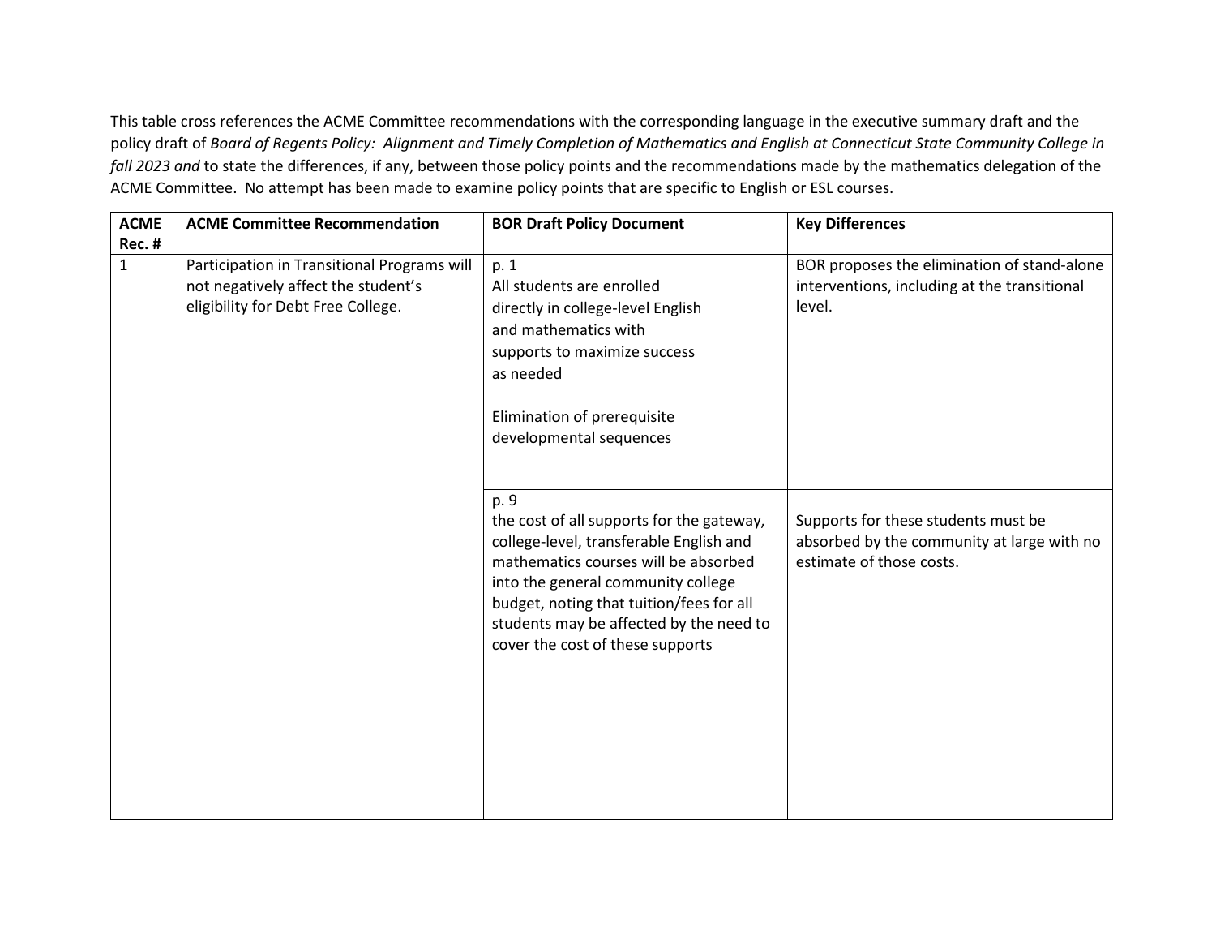This table cross references the ACME Committee recommendations with the corresponding language in the executive summary draft and the policy draft of *Board of Regents Policy: Alignment and Timely Completion of Mathematics and English at Connecticut State Community College in fall 2023 and* to state the differences, if any, between those policy points and the recommendations made by the mathematics delegation of the ACME Committee. No attempt has been made to examine policy points that are specific to English or ESL courses.

| ACME Rec. # | ACME Committee Recommendation | BOR Draft Policy Document | Key Differences |
|---|---|---|---|
| 1 | Participation in Transitional Programs will not negatively affect the student's eligibility for Debt Free College. | p. 1<br>All students are enrolled directly in college-level English and mathematics with supports to maximize success as needed<br><br>Elimination of prerequisite developmental sequences | BOR proposes the elimination of stand-alone interventions, including at the transitional level. |
| | | p. 9<br>the cost of all supports for the gateway, college-level, transferable English and mathematics courses will be absorbed into the general community college budget, noting that tuition/fees for all students may be affected by the need to cover the cost of these supports | Supports for these students must be absorbed by the community at large with no estimate of those costs. |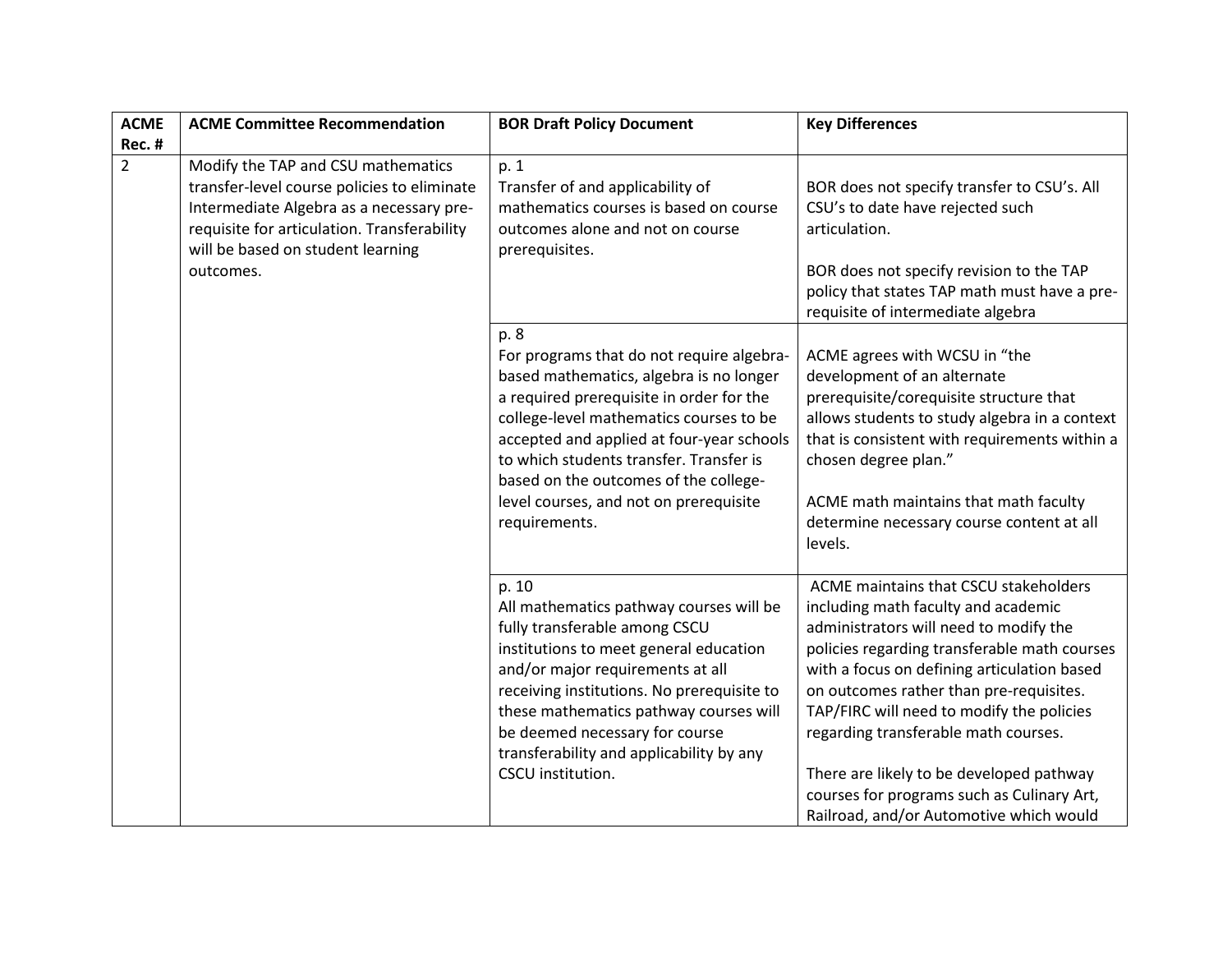| ACME Rec. # | ACME Committee Recommendation | BOR Draft Policy Document | Key Differences |
|---|---|---|---|
| 2 | Modify the TAP and CSU mathematics transfer-level course policies to eliminate Intermediate Algebra as a necessary pre-requisite for articulation. Transferability will be based on student learning outcomes. | p. 1<br>Transfer of and applicability of mathematics courses is based on course outcomes alone and not on course prerequisites. | BOR does not specify transfer to CSU's. All CSU's to date have rejected such articulation.<br><br>BOR does not specify revision to the TAP policy that states TAP math must have a pre-requisite of intermediate algebra |
| | | p. 8<br>For programs that do not require algebra-based mathematics, algebra is no longer a required prerequisite in order for the college-level mathematics courses to be accepted and applied at four-year schools to which students transfer. Transfer is based on the outcomes of the college-level courses, and not on prerequisite requirements. | ACME agrees with WCSU in "the development of an alternate prerequisite/corequisite structure that allows students to study algebra in a context that is consistent with requirements within a chosen degree plan."<br><br>ACME math maintains that math faculty determine necessary course content at all levels. |
| | | p. 10<br>All mathematics pathway courses will be fully transferable among CSCU institutions to meet general education and/or major requirements at all receiving institutions. No prerequisite to these mathematics pathway courses will be deemed necessary for course transferability and applicability by any CSCU institution. | ACME maintains that CSCU stakeholders including math faculty and academic administrators will need to modify the policies regarding transferable math courses with a focus on defining articulation based on outcomes rather than pre-requisites. TAP/FIRC will need to modify the policies regarding transferable math courses.<br><br>There are likely to be developed pathway courses for programs such as Culinary Art, Railroad, and/or Automotive which would |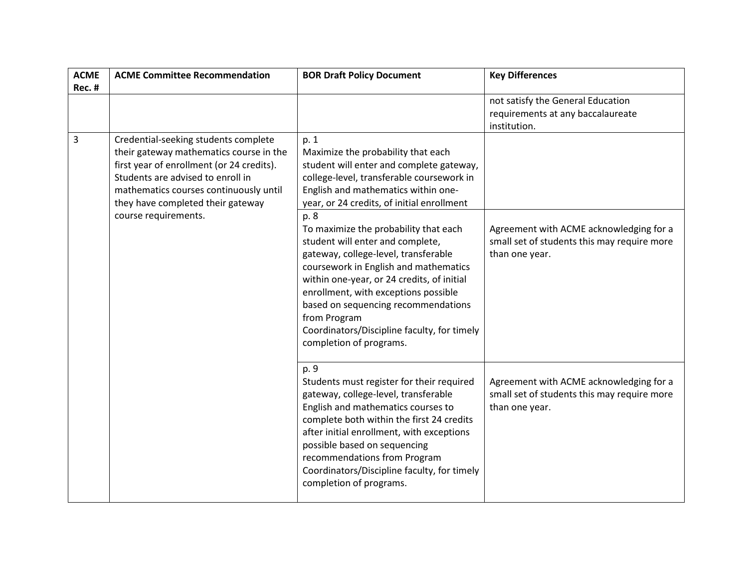| ACME Rec. # | ACME Committee Recommendation | BOR Draft Policy Document | Key Differences |
|---|---|---|---|
| | | | not satisfy the General Education requirements at any baccalaureate institution. |
| 3 | Credential-seeking students complete their gateway mathematics course in the first year of enrollment (or 24 credits). Students are advised to enroll in mathematics courses continuously until they have completed their gateway course requirements. | p. 1<br>Maximize the probability that each student will enter and complete gateway, college-level, transferable coursework in English and mathematics within one-year, or 24 credits, of initial enrollment | |
| | | p. 8<br>To maximize the probability that each student will enter and complete, gateway, college-level, transferable coursework in English and mathematics within one-year, or 24 credits, of initial enrollment, with exceptions possible based on sequencing recommendations from Program Coordinators/Discipline faculty, for timely completion of programs. | Agreement with ACME acknowledging for a small set of students this may require more than one year. |
| | | p. 9<br>Students must register for their required gateway, college-level, transferable English and mathematics courses to complete both within the first 24 credits after initial enrollment, with exceptions possible based on sequencing recommendations from Program Coordinators/Discipline faculty, for timely completion of programs. | Agreement with ACME acknowledging for a small set of students this may require more than one year. |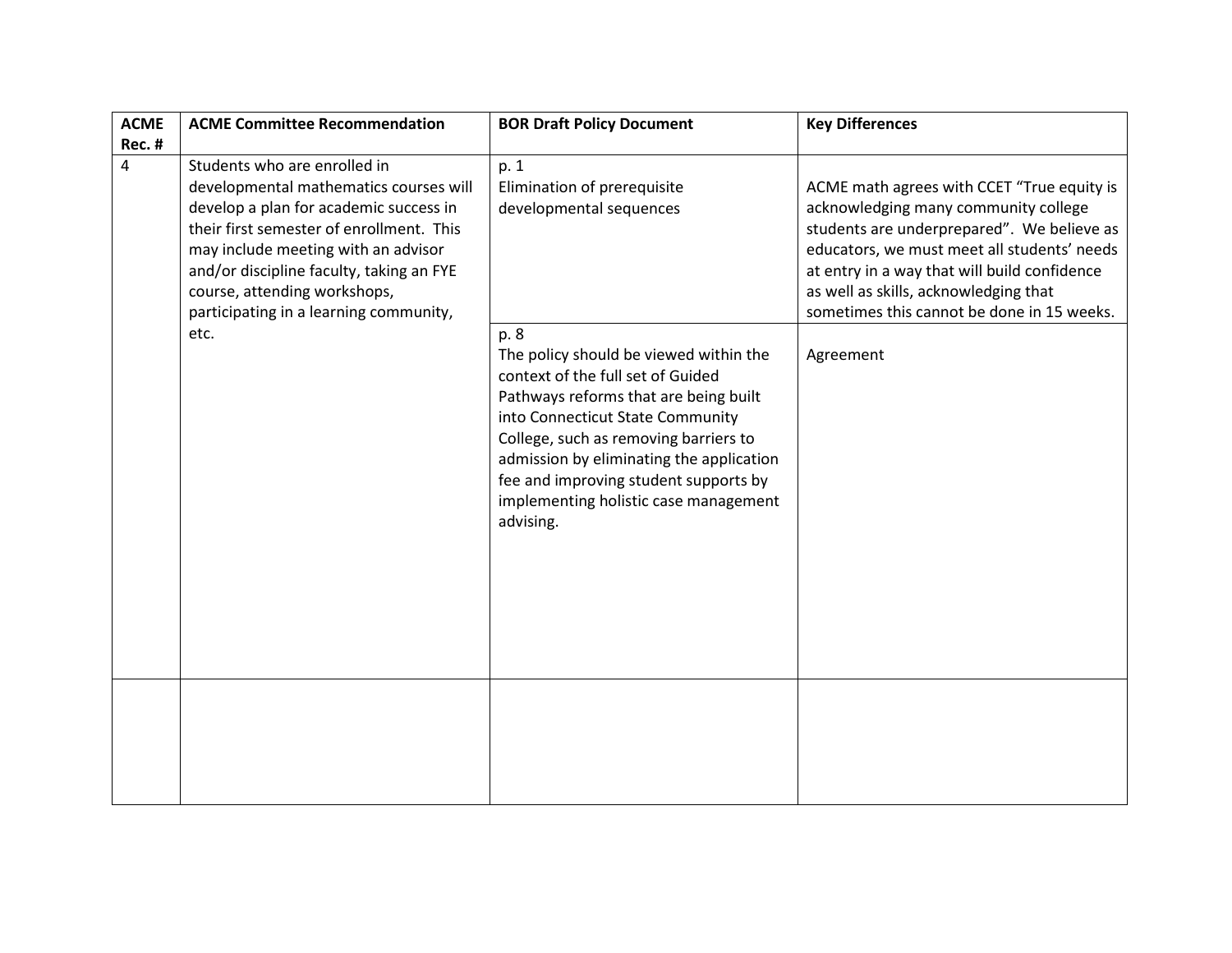| ACME Rec. # | ACME Committee Recommendation | BOR Draft Policy Document | Key Differences |
|---|---|---|---|
| 4 | Students who are enrolled in developmental mathematics courses will develop a plan for academic success in their first semester of enrollment. This may include meeting with an advisor and/or discipline faculty, taking an FYE course, attending workshops, participating in a learning community, etc. | p. 1<br>Elimination of prerequisite developmental sequences | ACME math agrees with CCET "True equity is acknowledging many community college students are underprepared". We believe as educators, we must meet all students' needs at entry in a way that will build confidence as well as skills, acknowledging that sometimes this cannot be done in 15 weeks. |
| | | p. 8<br>The policy should be viewed within the context of the full set of Guided Pathways reforms that are being built into Connecticut State Community College, such as removing barriers to admission by eliminating the application fee and improving student supports by implementing holistic case management advising. | Agreement |
| | | | |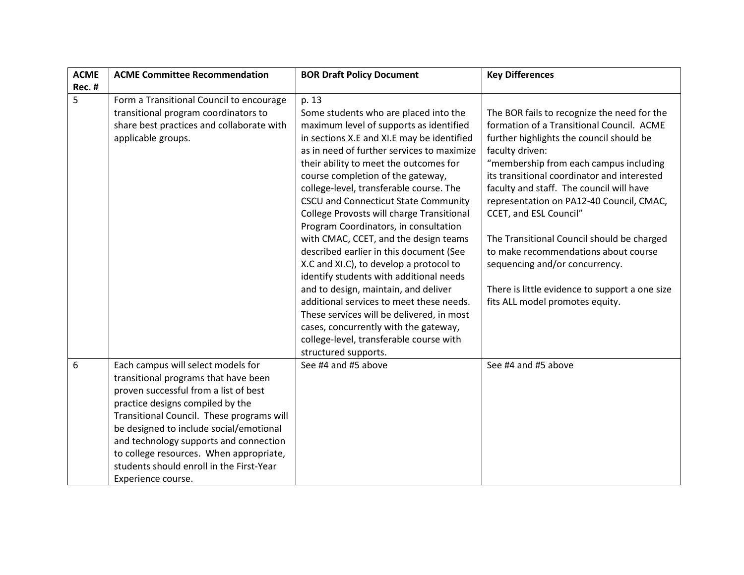| ACME Rec. # | ACME Committee Recommendation | BOR Draft Policy Document | Key Differences |
|---|---|---|---|
| 5 | Form a Transitional Council to encourage transitional program coordinators to share best practices and collaborate with applicable groups. | p. 13<br>Some students who are placed into the maximum level of supports as identified in sections X.E and XI.E may be identified as in need of further services to maximize their ability to meet the outcomes for course completion of the gateway, college-level, transferable course. The CSCU and Connecticut State Community College Provosts will charge Transitional Program Coordinators, in consultation with CMAC, CCET, and the design teams described earlier in this document (See X.C and XI.C), to develop a protocol to identify students with additional needs and to design, maintain, and deliver additional services to meet these needs. These services will be delivered, in most cases, concurrently with the gateway, college-level, transferable course with structured supports. | The BOR fails to recognize the need for the formation of a Transitional Council. ACME further highlights the council should be faculty driven:<br>"membership from each campus including its transitional coordinator and interested faculty and staff. The council will have representation on PA12-40 Council, CMAC, CCET, and ESL Council"<br><br>The Transitional Council should be charged to make recommendations about course sequencing and/or concurrency.<br><br>There is little evidence to support a one size fits ALL model promotes equity. |
| 6 | Each campus will select models for transitional programs that have been proven successful from a list of best practice designs compiled by the Transitional Council. These programs will be designed to include social/emotional and technology supports and connection to college resources. When appropriate, students should enroll in the First-Year Experience course. | See #4 and #5 above | See #4 and #5 above |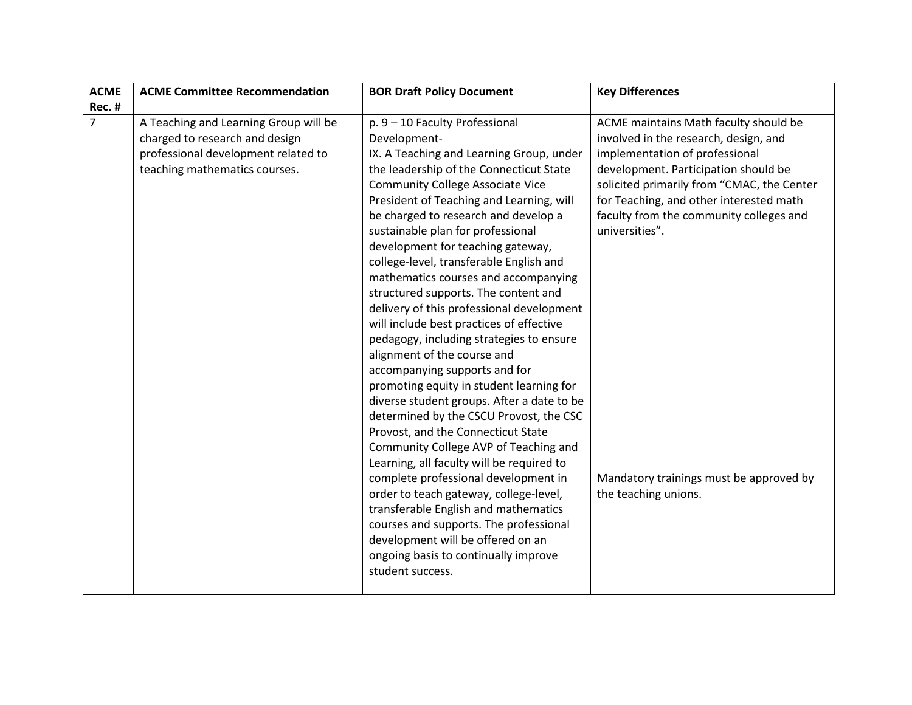| ACME Rec. # | ACME Committee Recommendation | BOR Draft Policy Document | Key Differences |
|---|---|---|---|
| 7 | A Teaching and Learning Group will be charged to research and design professional development related to teaching mathematics courses. | p. 9 – 10 Faculty Professional Development-<br>IX. A Teaching and Learning Group, under the leadership of the Connecticut State Community College Associate Vice President of Teaching and Learning, will be charged to research and develop a sustainable plan for professional development for teaching gateway, college-level, transferable English and mathematics courses and accompanying structured supports. The content and delivery of this professional development will include best practices of effective pedagogy, including strategies to ensure alignment of the course and accompanying supports and for promoting equity in student learning for diverse student groups. After a date to be determined by the CSCU Provost, the CSC Provost, and the Connecticut State Community College AVP of Teaching and Learning, all faculty will be required to complete professional development in order to teach gateway, college-level, transferable English and mathematics courses and supports. The professional development will be offered on an ongoing basis to continually improve student success. | ACME maintains Math faculty should be involved in the research, design, and implementation of professional development. Participation should be solicited primarily from "CMAC, the Center for Teaching, and other interested math faculty from the community colleges and universities".<br><br>Mandatory trainings must be approved by the teaching unions. |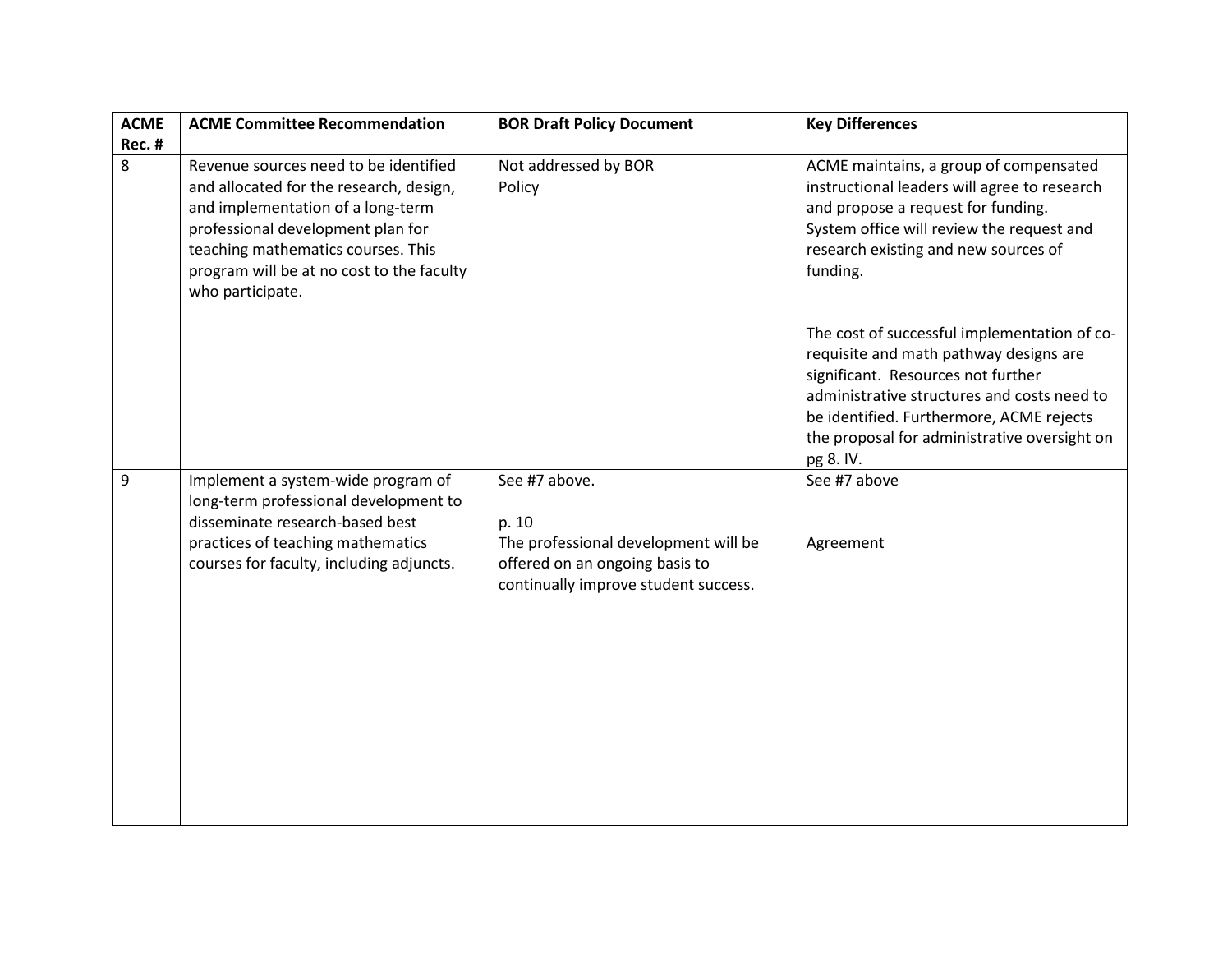| ACME Rec. # | ACME Committee Recommendation | BOR Draft Policy Document | Key Differences |
|---|---|---|---|
| 8 | Revenue sources need to be identified and allocated for the research, design, and implementation of a long-term professional development plan for teaching mathematics courses. This program will be at no cost to the faculty who participate. | Not addressed by BOR Policy | ACME maintains, a group of compensated instructional leaders will agree to research and propose a request for funding. System office will review the request and research existing and new sources of funding.<br><br>The cost of successful implementation of co-requisite and math pathway designs are significant. Resources not further administrative structures and costs need to be identified. Furthermore, ACME rejects the proposal for administrative oversight on pg 8. IV. |
| 9 | Implement a system-wide program of long-term professional development to disseminate research-based best practices of teaching mathematics courses for faculty, including adjuncts. | See #7 above.<br><br>p. 10<br>The professional development will be offered on an ongoing basis to continually improve student success. | See #7 above<br><br>Agreement |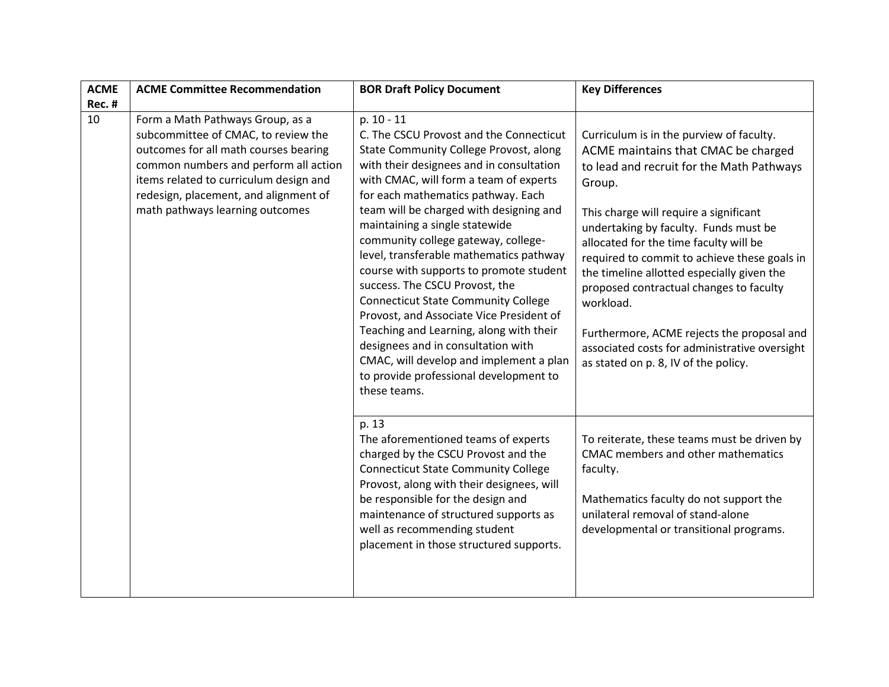| ACME Rec. # | ACME Committee Recommendation | BOR Draft Policy Document | Key Differences |
|---|---|---|---|
| 10 | Form a Math Pathways Group, as a subcommittee of CMAC, to review the outcomes for all math courses bearing common numbers and perform all action items related to curriculum design and redesign, placement, and alignment of math pathways learning outcomes | p. 10 - 11<br>C. The CSCU Provost and the Connecticut State Community College Provost, along with their designees and in consultation with CMAC, will form a team of experts for each mathematics pathway. Each team will be charged with designing and maintaining a single statewide community college gateway, college-level, transferable mathematics pathway course with supports to promote student success. The CSCU Provost, the Connecticut State Community College Provost, and Associate Vice President of Teaching and Learning, along with their designees and in consultation with CMAC, will develop and implement a plan to provide professional development to these teams. | Curriculum is in the purview of faculty. ACME maintains that CMAC be charged to lead and recruit for the Math Pathways Group.<br><br>This charge will require a significant undertaking by faculty. Funds must be allocated for the time faculty will be required to commit to achieve these goals in the timeline allotted especially given the proposed contractual changes to faculty workload.<br><br>Furthermore, ACME rejects the proposal and associated costs for administrative oversight as stated on p. 8, IV of the policy. |
| | | p. 13<br>The aforementioned teams of experts charged by the CSCU Provost and the Connecticut State Community College Provost, along with their designees, will be responsible for the design and maintenance of structured supports as well as recommending student placement in those structured supports. | To reiterate, these teams must be driven by CMAC members and other mathematics faculty.<br><br>Mathematics faculty do not support the unilateral removal of stand-alone developmental or transitional programs. |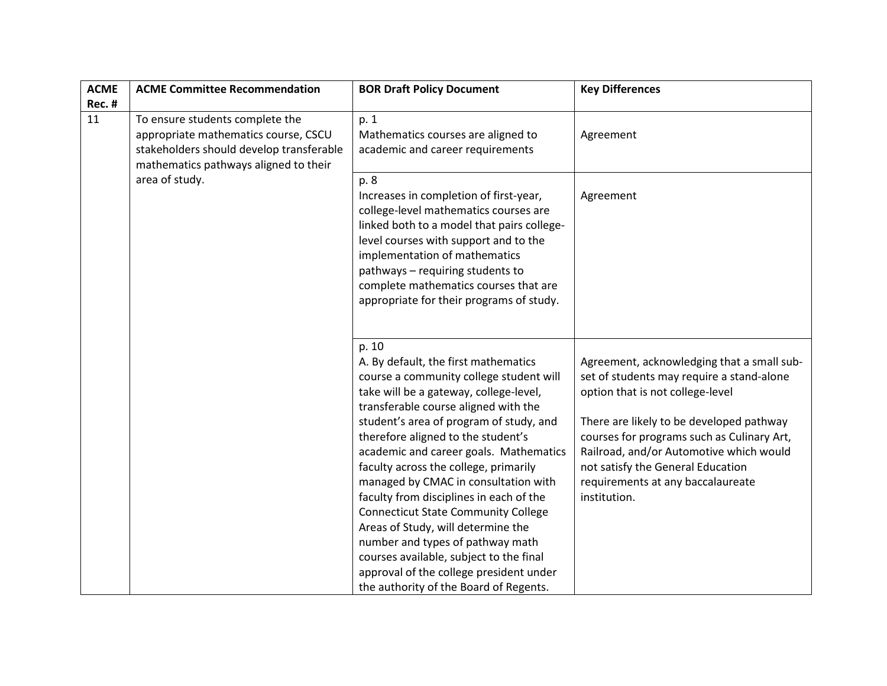| ACME Rec. # | ACME Committee Recommendation | BOR Draft Policy Document | Key Differences |
| --- | --- | --- | --- |
| 11 | To ensure students complete the appropriate mathematics course, CSCU stakeholders should develop transferable mathematics pathways aligned to their area of study. | p. 1<br>Mathematics courses are aligned to academic and career requirements | Agreement |
| | | p. 8<br>Increases in completion of first-year, college-level mathematics courses are linked both to a model that pairs college-level courses with support and to the implementation of mathematics pathways – requiring students to complete mathematics courses that are appropriate for their programs of study. | Agreement |
| | | p. 10<br>A. By default, the first mathematics course a community college student will take will be a gateway, college-level, transferable course aligned with the student's area of program of study, and therefore aligned to the student's academic and career goals. Mathematics faculty across the college, primarily managed by CMAC in consultation with faculty from disciplines in each of the Connecticut State Community College Areas of Study, will determine the number and types of pathway math courses available, subject to the final approval of the college president under the authority of the Board of Regents. | Agreement, acknowledging that a small sub-set of students may require a stand-alone option that is not college-level<br><br>There are likely to be developed pathway courses for programs such as Culinary Art, Railroad, and/or Automotive which would not satisfy the General Education requirements at any baccalaureate institution. |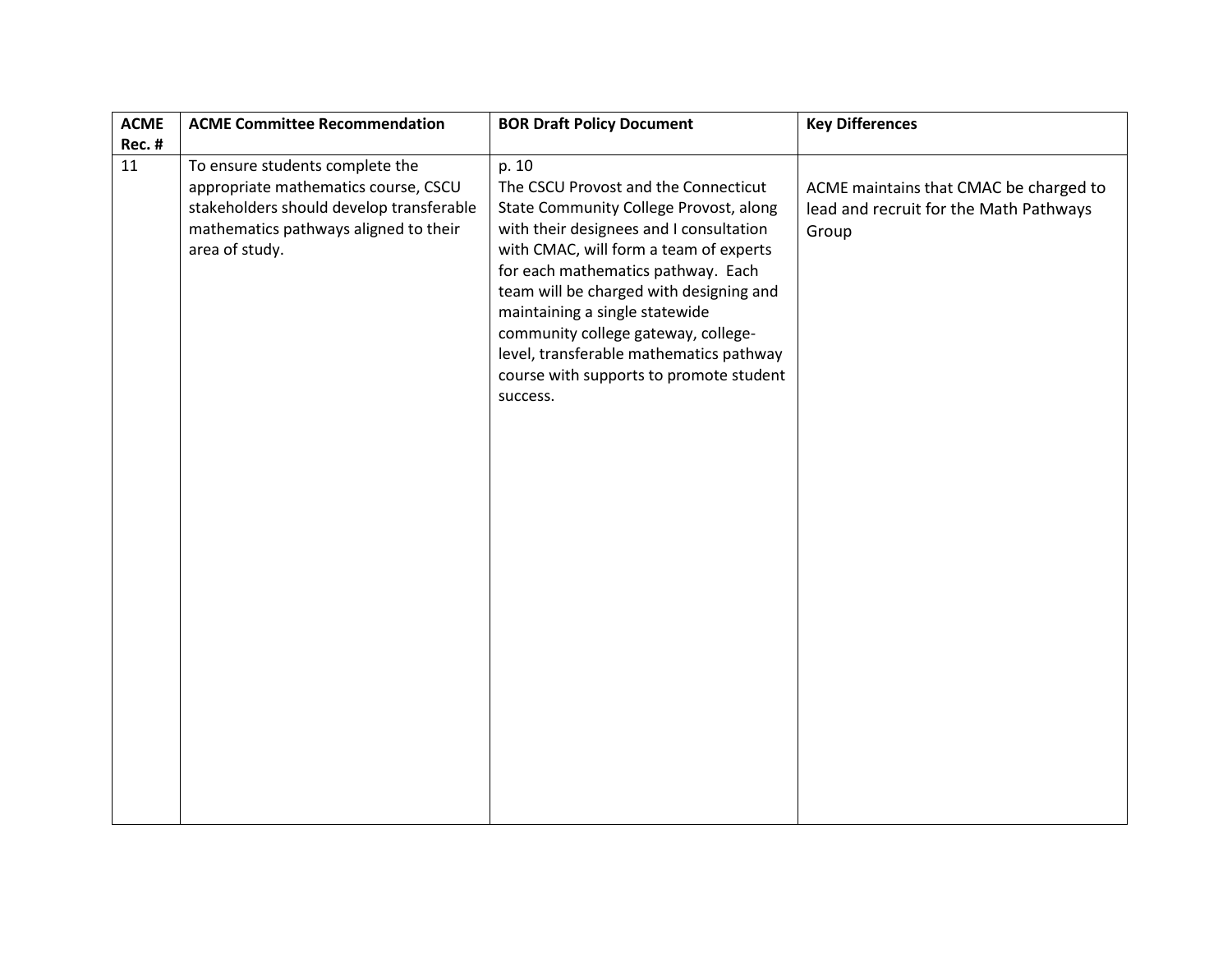| ACME Rec. # | ACME Committee Recommendation | BOR Draft Policy Document | Key Differences |
|---|---|---|---|
| 11 | To ensure students complete the appropriate mathematics course, CSCU stakeholders should develop transferable mathematics pathways aligned to their area of study. | p. 10<br>The CSCU Provost and the Connecticut State Community College Provost, along with their designees and I consultation with CMAC, will form a team of experts for each mathematics pathway. Each team will be charged with designing and maintaining a single statewide community college gateway, college-level, transferable mathematics pathway course with supports to promote student success. | ACME maintains that CMAC be charged to lead and recruit for the Math Pathways Group |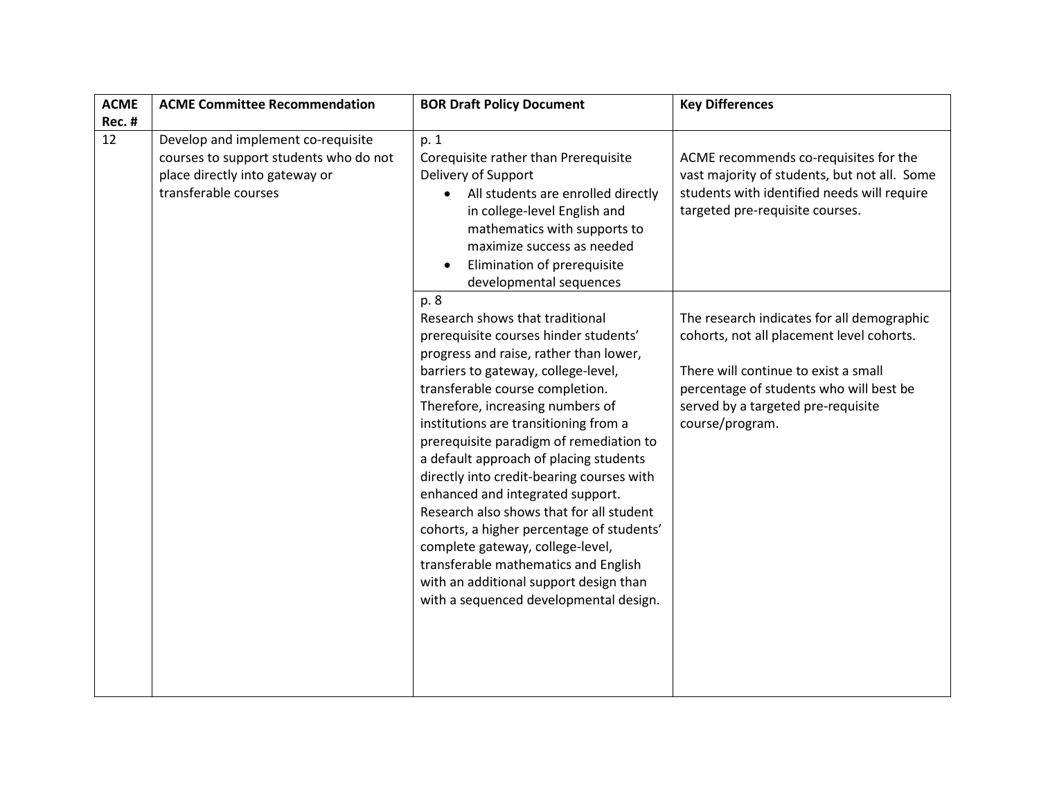| ACME Rec. # | ACME Committee Recommendation | BOR Draft Policy Document | Key Differences |
|---|---|---|---|
| 12 | Develop and implement co-requisite courses to support students who do not place directly into gateway or transferable courses | p. 1<br>Corequisite rather than Prerequisite Delivery of Support<br>• All students are enrolled directly in college-level English and mathematics with supports to maximize success as needed<br>• Elimination of prerequisite developmental sequences | ACME recommends co-requisites for the vast majority of students, but not all. Some students with identified needs will require targeted pre-requisite courses. |
| | | p. 8<br>Research shows that traditional prerequisite courses hinder students' progress and raise, rather than lower, barriers to gateway, college-level, transferable course completion. Therefore, increasing numbers of institutions are transitioning from a prerequisite paradigm of remediation to a default approach of placing students directly into credit-bearing courses with enhanced and integrated support. Research also shows that for all student cohorts, a higher percentage of students' complete gateway, college-level, transferable mathematics and English with an additional support design than with a sequenced developmental design. | The research indicates for all demographic cohorts, not all placement level cohorts.<br><br>There will continue to exist a small percentage of students who will best be served by a targeted pre-requisite course/program. |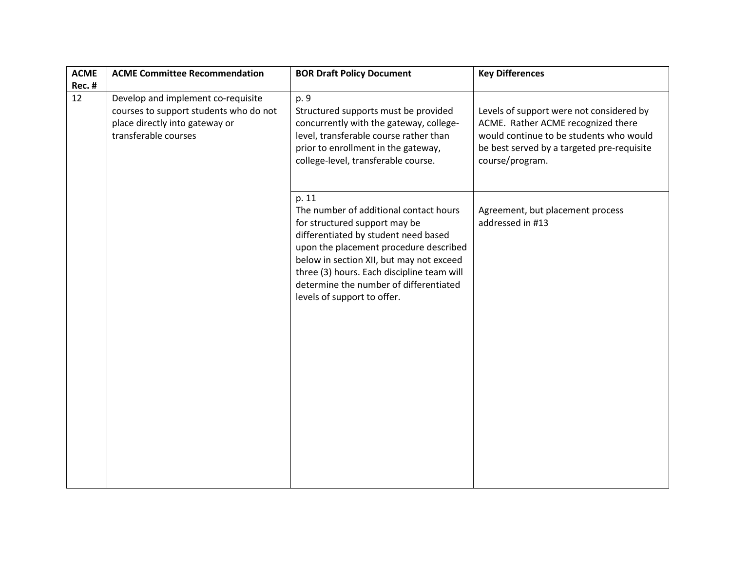| ACME Rec. # | ACME Committee Recommendation | BOR Draft Policy Document | Key Differences |
|---|---|---|---|
| 12 | Develop and implement co-requisite courses to support students who do not place directly into gateway or transferable courses | p. 9<br>Structured supports must be provided concurrently with the gateway, college-level, transferable course rather than prior to enrollment in the gateway, college-level, transferable course. | Levels of support were not considered by ACME. Rather ACME recognized there would continue to be students who would be best served by a targeted pre-requisite course/program. |
| | | p. 11<br>The number of additional contact hours for structured support may be differentiated by student need based upon the placement procedure described below in section XII, but may not exceed three (3) hours. Each discipline team will determine the number of differentiated levels of support to offer. | Agreement, but placement process addressed in #13 |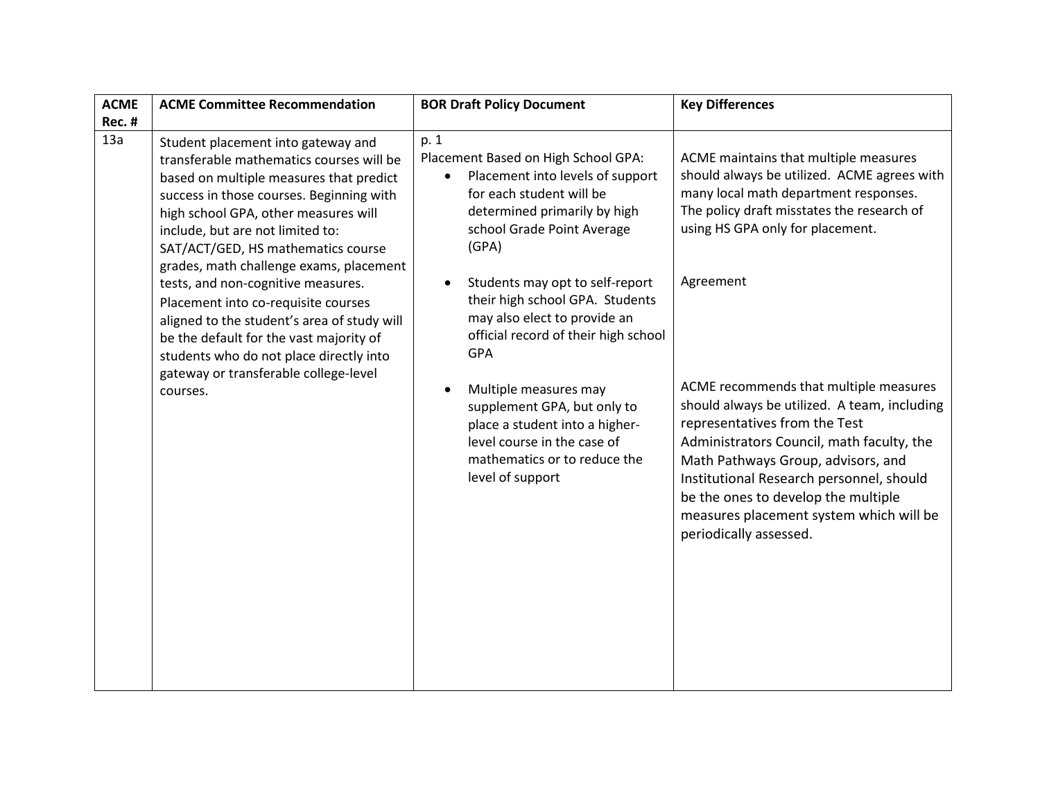| ACME Rec. # | ACME Committee Recommendation | BOR Draft Policy Document | Key Differences |
|---|---|---|---|
| 13a | Student placement into gateway and transferable mathematics courses will be based on multiple measures that predict success in those courses. Beginning with high school GPA, other measures will include, but are not limited to: SAT/ACT/GED, HS mathematics course grades, math challenge exams, placement tests, and non-cognitive measures. Placement into co-requisite courses aligned to the student's area of study will be the default for the vast majority of students who do not place directly into gateway or transferable college-level courses. | p. 1<br>Placement Based on High School GPA:<br>• Placement into levels of support for each student will be determined primarily by high school Grade Point Average (GPA)<br><br>• Students may opt to self-report their high school GPA. Students may also elect to provide an official record of their high school GPA<br><br>• Multiple measures may supplement GPA, but only to place a student into a higher-level course in the case of mathematics or to reduce the level of support | ACME maintains that multiple measures should always be utilized. ACME agrees with many local math department responses. The policy draft misstates the research of using HS GPA only for placement.<br><br>Agreement<br><br>ACME recommends that multiple measures should always be utilized. A team, including representatives from the Test Administrators Council, math faculty, the Math Pathways Group, advisors, and Institutional Research personnel, should be the ones to develop the multiple measures placement system which will be periodically assessed. |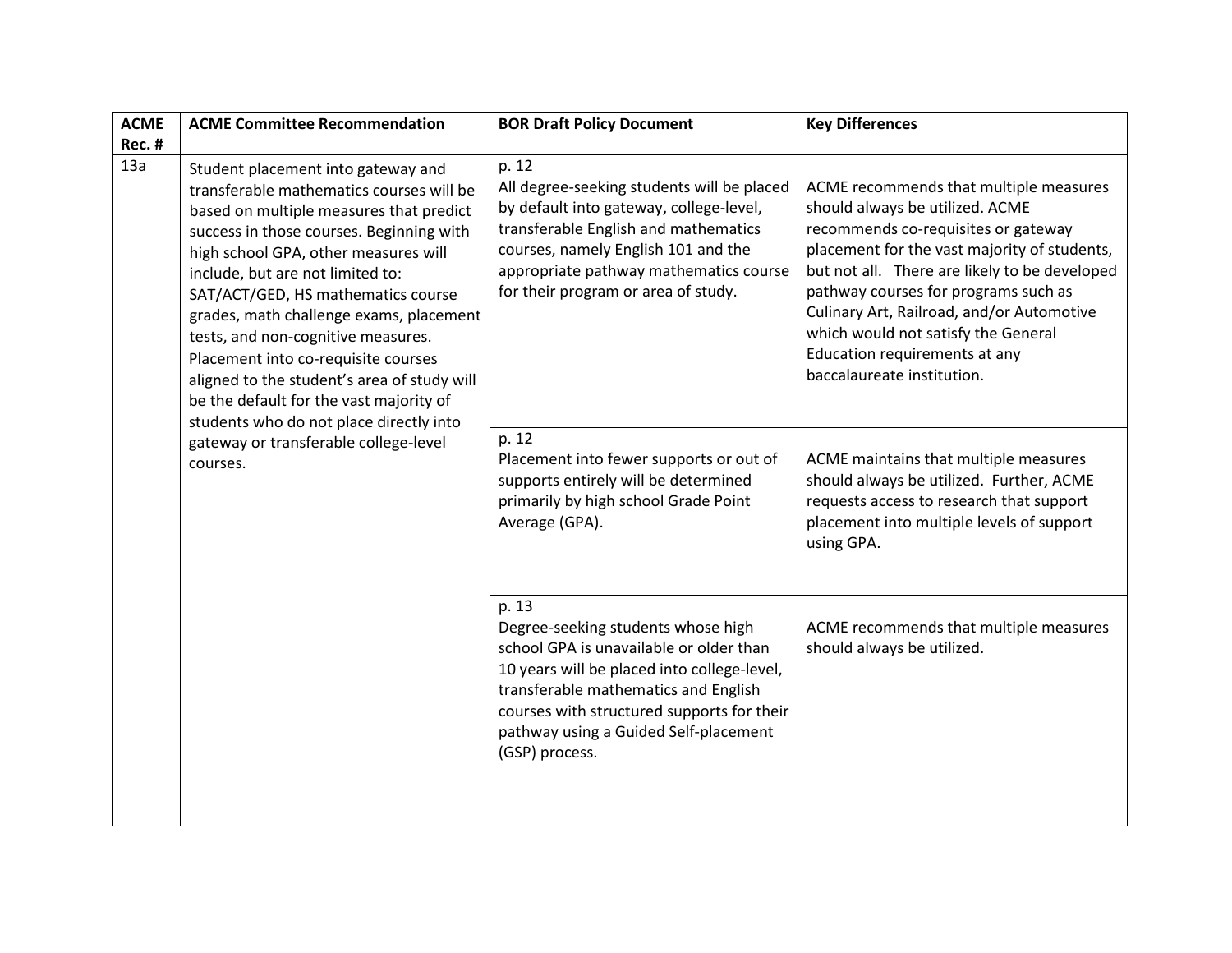| ACME Rec. # | ACME Committee Recommendation | BOR Draft Policy Document | Key Differences |
|---|---|---|---|
| 13a | Student placement into gateway and transferable mathematics courses will be based on multiple measures that predict success in those courses. Beginning with high school GPA, other measures will include, but are not limited to: SAT/ACT/GED, HS mathematics course grades, math challenge exams, placement tests, and non-cognitive measures. Placement into co-requisite courses aligned to the student's area of study will be the default for the vast majority of students who do not place directly into gateway or transferable college-level courses. | p. 12<br>All degree-seeking students will be placed by default into gateway, college-level, transferable English and mathematics courses, namely English 101 and the appropriate pathway mathematics course for their program or area of study. | ACME recommends that multiple measures should always be utilized. ACME recommends co-requisites or gateway placement for the vast majority of students, but not all. There are likely to be developed pathway courses for programs such as Culinary Art, Railroad, and/or Automotive which would not satisfy the General Education requirements at any baccalaureate institution. |
| | | p. 12<br>Placement into fewer supports or out of supports entirely will be determined primarily by high school Grade Point Average (GPA). | ACME maintains that multiple measures should always be utilized. Further, ACME requests access to research that support placement into multiple levels of support using GPA. |
| | | p. 13<br>Degree-seeking students whose high school GPA is unavailable or older than 10 years will be placed into college-level, transferable mathematics and English courses with structured supports for their pathway using a Guided Self-placement (GSP) process. | ACME recommends that multiple measures should always be utilized. |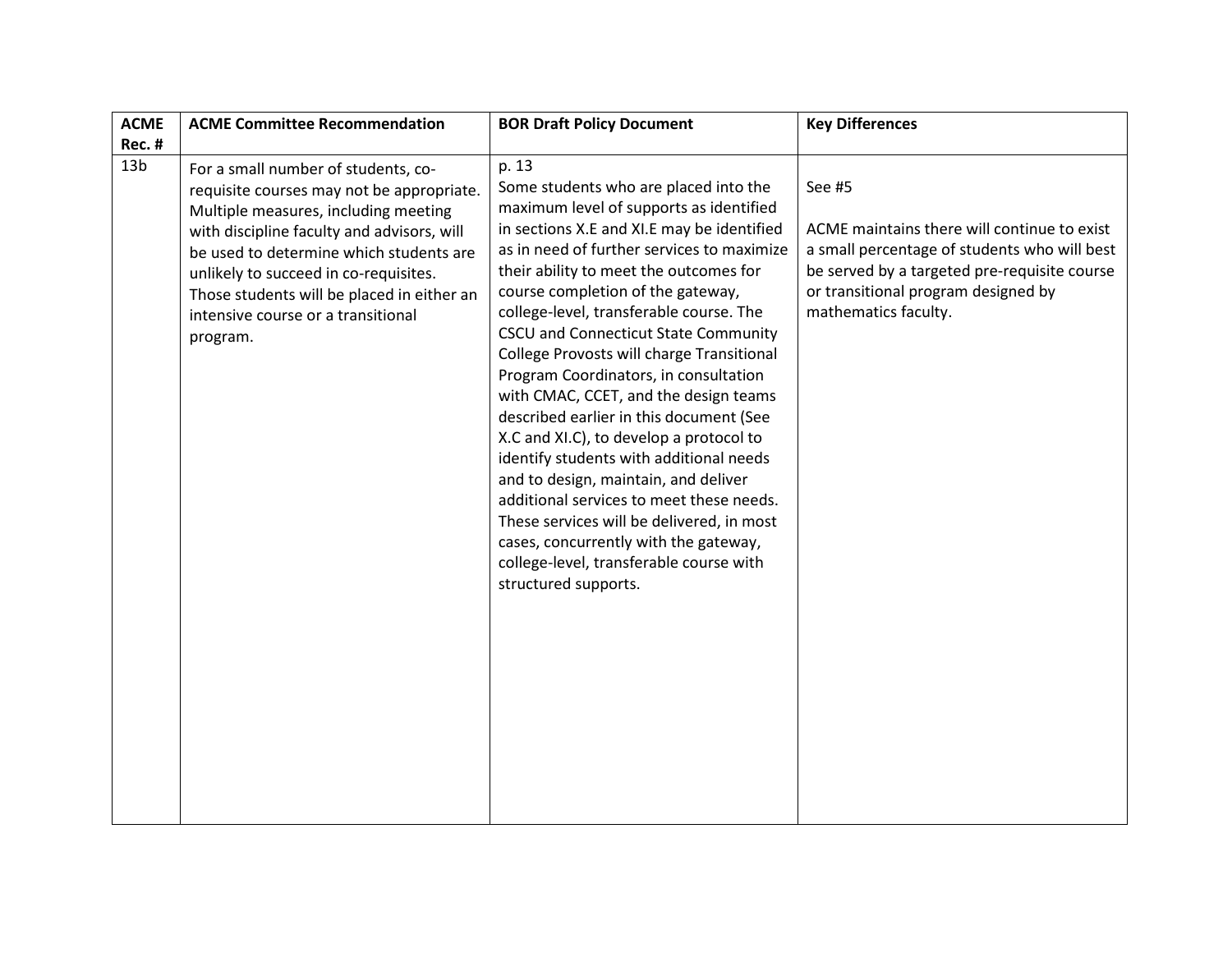| ACME Rec. # | ACME Committee Recommendation | BOR Draft Policy Document | Key Differences |
|---|---|---|---|
| 13b | For a small number of students, co-requisite courses may not be appropriate. Multiple measures, including meeting with discipline faculty and advisors, will be used to determine which students are unlikely to succeed in co-requisites. Those students will be placed in either an intensive course or a transitional program. | p. 13<br>Some students who are placed into the maximum level of supports as identified in sections X.E and XI.E may be identified as in need of further services to maximize their ability to meet the outcomes for course completion of the gateway, college-level, transferable course. The CSCU and Connecticut State Community College Provosts will charge Transitional Program Coordinators, in consultation with CMAC, CCET, and the design teams described earlier in this document (See X.C and XI.C), to develop a protocol to identify students with additional needs and to design, maintain, and deliver additional services to meet these needs. These services will be delivered, in most cases, concurrently with the gateway, college-level, transferable course with structured supports. | See #5<br><br>ACME maintains there will continue to exist a small percentage of students who will best be served by a targeted pre-requisite course or transitional program designed by mathematics faculty. |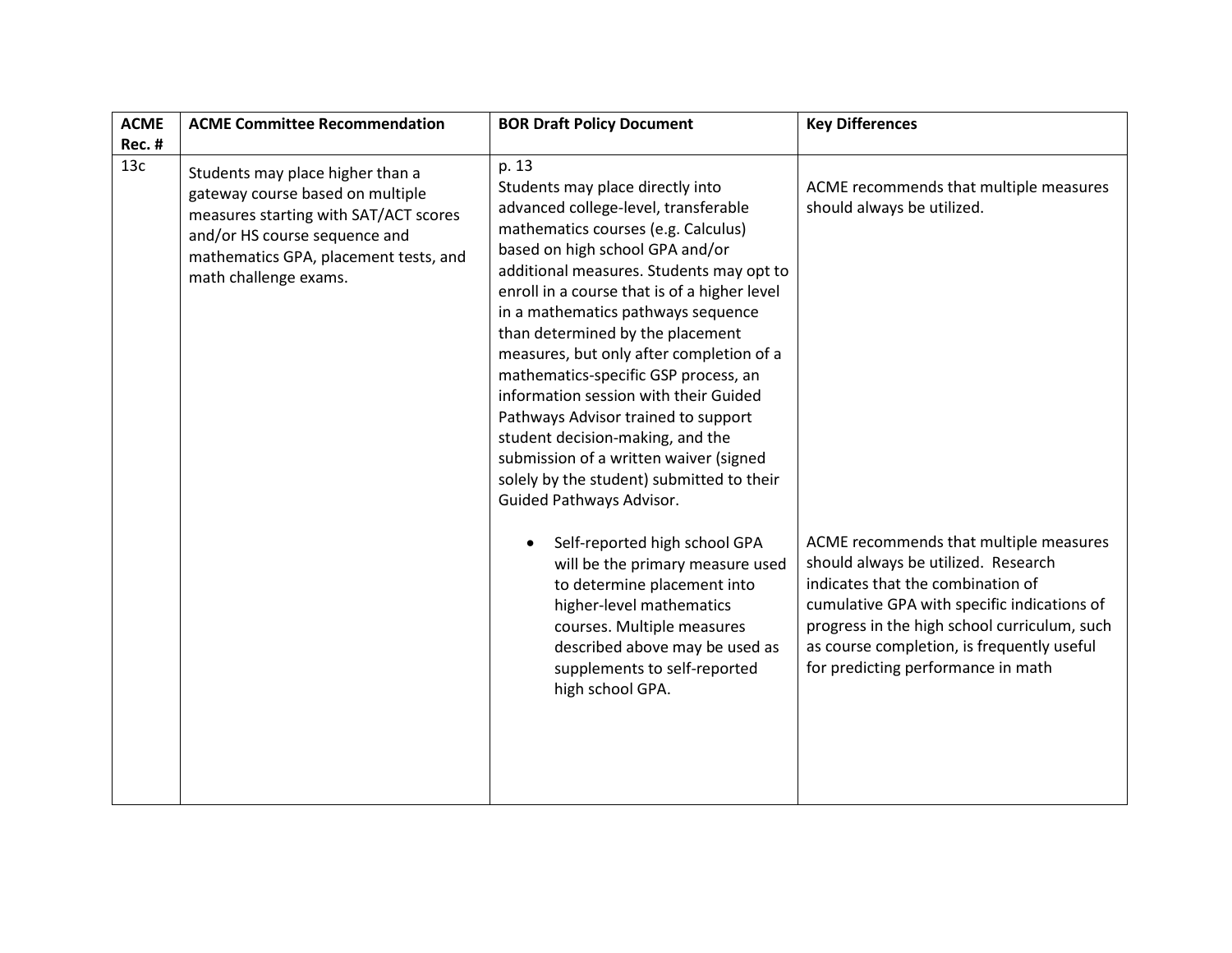| ACME Rec. # | ACME Committee Recommendation | BOR Draft Policy Document | Key Differences |
|---|---|---|---|
| 13c | Students may place higher than a gateway course based on multiple measures starting with SAT/ACT scores and/or HS course sequence and mathematics GPA, placement tests, and math challenge exams. | p. 13<br>Students may place directly into advanced college-level, transferable mathematics courses (e.g. Calculus) based on high school GPA and/or additional measures. Students may opt to enroll in a course that is of a higher level in a mathematics pathways sequence than determined by the placement measures, but only after completion of a mathematics-specific GSP process, an information session with their Guided Pathways Advisor trained to support student decision-making, and the submission of a written waiver (signed solely by the student) submitted to their Guided Pathways Advisor. | ACME recommends that multiple measures should always be utilized. |
| | | • Self-reported high school GPA will be the primary measure used to determine placement into higher-level mathematics courses. Multiple measures described above may be used as supplements to self-reported high school GPA. | ACME recommends that multiple measures should always be utilized. Research indicates that the combination of cumulative GPA with specific indications of progress in the high school curriculum, such as course completion, is frequently useful for predicting performance in math |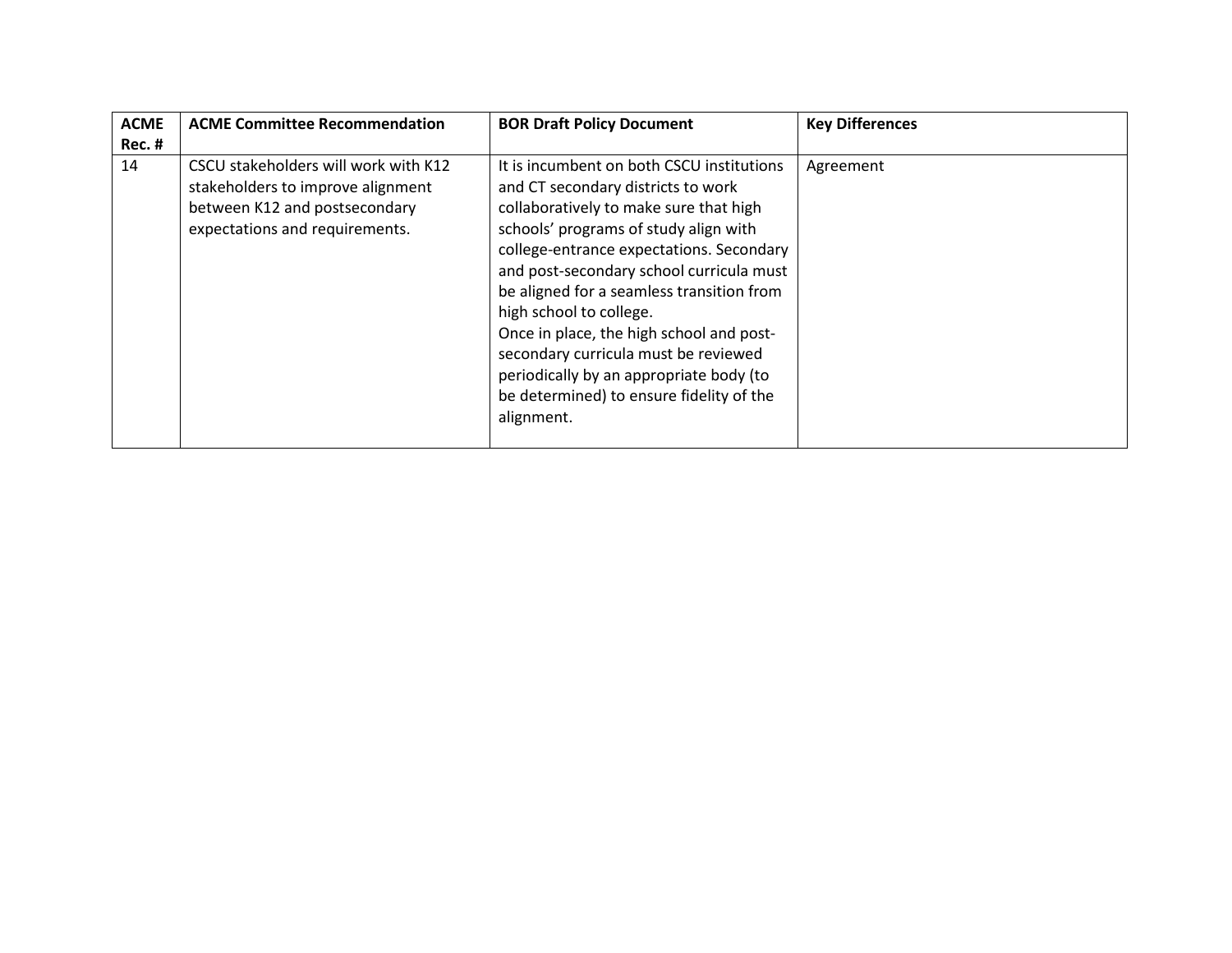| ACME Rec. # | ACME Committee Recommendation | BOR Draft Policy Document | Key Differences |
|---|---|---|---|
| 14 | CSCU stakeholders will work with K12 stakeholders to improve alignment between K12 and postsecondary expectations and requirements. | It is incumbent on both CSCU institutions and CT secondary districts to work collaboratively to make sure that high schools' programs of study align with college-entrance expectations. Secondary and post-secondary school curricula must be aligned for a seamless transition from high school to college.<br>Once in place, the high school and post-secondary curricula must be reviewed periodically by an appropriate body (to be determined) to ensure fidelity of the alignment. | Agreement |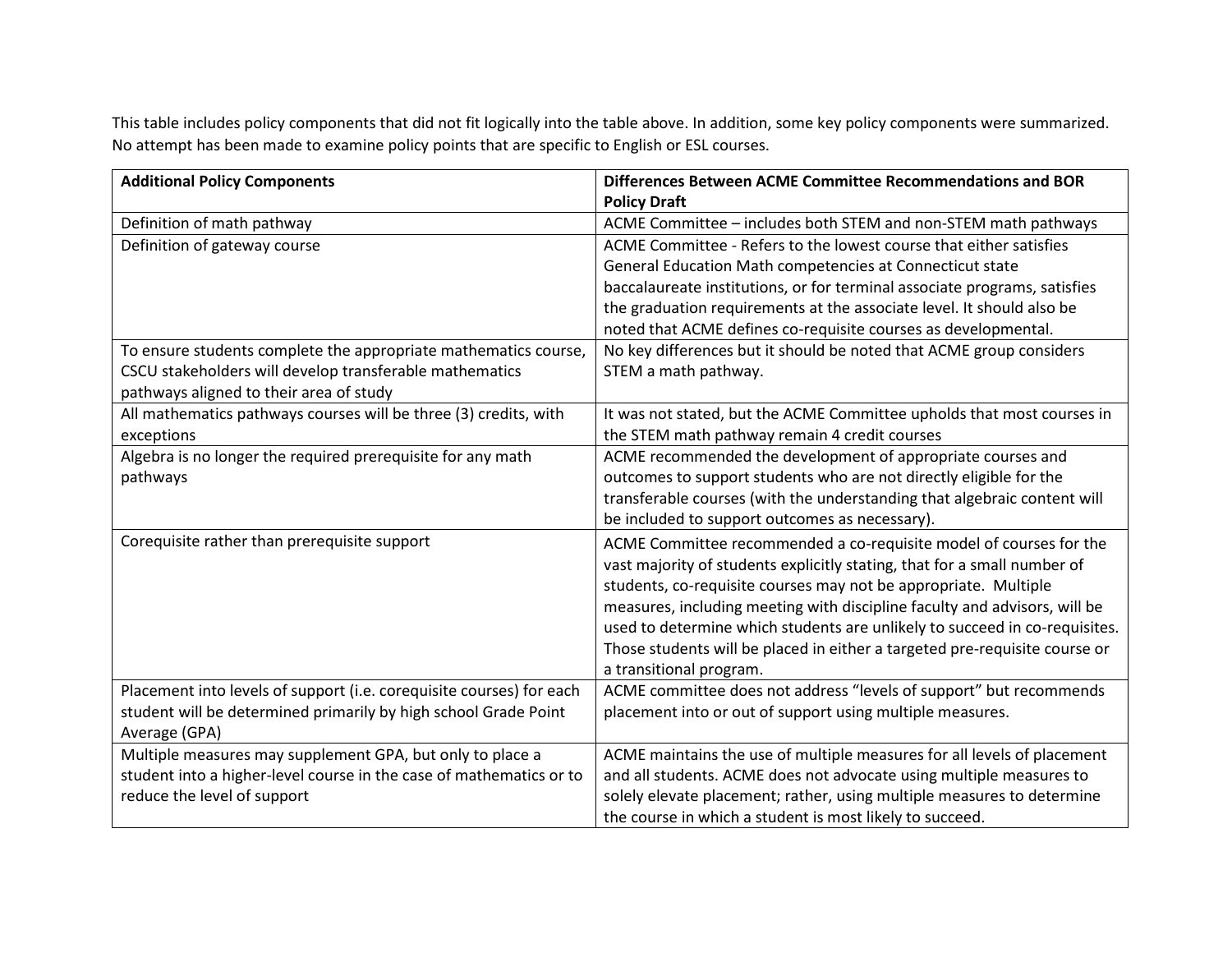This table includes policy components that did not fit logically into the table above. In addition, some key policy components were summarized. No attempt has been made to examine policy points that are specific to English or ESL courses.

| **Additional Policy Components** | **Differences Between ACME Committee Recommendations and BOR Policy Draft** |
| --- | --- |
| Definition of math pathway | ACME Committee – includes both STEM and non-STEM math pathways |
| Definition of gateway course | ACME Committee - Refers to the lowest course that either satisfies General Education Math competencies at Connecticut state baccalaureate institutions, or for terminal associate programs, satisfies the graduation requirements at the associate level. It should also be noted that ACME defines co-requisite courses as developmental. |
| To ensure students complete the appropriate mathematics course, CSCU stakeholders will develop transferable mathematics pathways aligned to their area of study | No key differences but it should be noted that ACME group considers STEM a math pathway. |
| All mathematics pathways courses will be three (3) credits, with exceptions | It was not stated, but the ACME Committee upholds that most courses in the STEM math pathway remain 4 credit courses |
| Algebra is no longer the required prerequisite for any math pathways | ACME recommended the development of appropriate courses and outcomes to support students who are not directly eligible for the transferable courses (with the understanding that algebraic content will be included to support outcomes as necessary). |
| Corequisite rather than prerequisite support | ACME Committee recommended a co-requisite model of courses for the vast majority of students explicitly stating, that for a small number of students, co-requisite courses may not be appropriate. Multiple measures, including meeting with discipline faculty and advisors, will be used to determine which students are unlikely to succeed in co-requisites. Those students will be placed in either a targeted pre-requisite course or a transitional program. |
| Placement into levels of support (i.e. corequisite courses) for each student will be determined primarily by high school Grade Point Average (GPA) | ACME committee does not address "levels of support" but recommends placement into or out of support using multiple measures. |
| Multiple measures may supplement GPA, but only to place a student into a higher-level course in the case of mathematics or to reduce the level of support | ACME maintains the use of multiple measures for all levels of placement and all students. ACME does not advocate using multiple measures to solely elevate placement; rather, using multiple measures to determine the course in which a student is most likely to succeed. |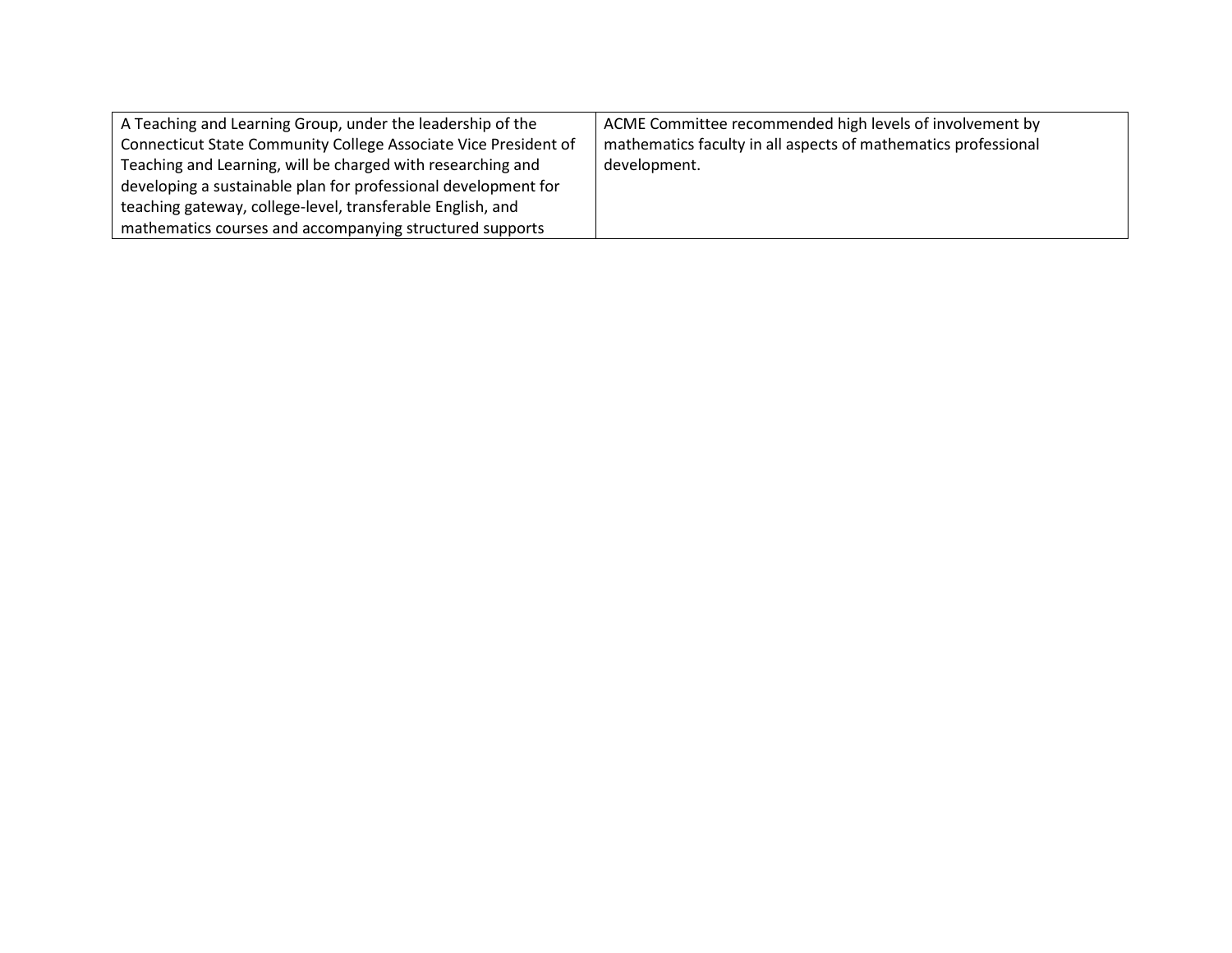| | |
|---|---|
| A Teaching and Learning Group, under the leadership of the Connecticut State Community College Associate Vice President of Teaching and Learning, will be charged with researching and developing a sustainable plan for professional development for teaching gateway, college-level, transferable English, and mathematics courses and accompanying structured supports | ACME Committee recommended high levels of involvement by mathematics faculty in all aspects of mathematics professional development. |